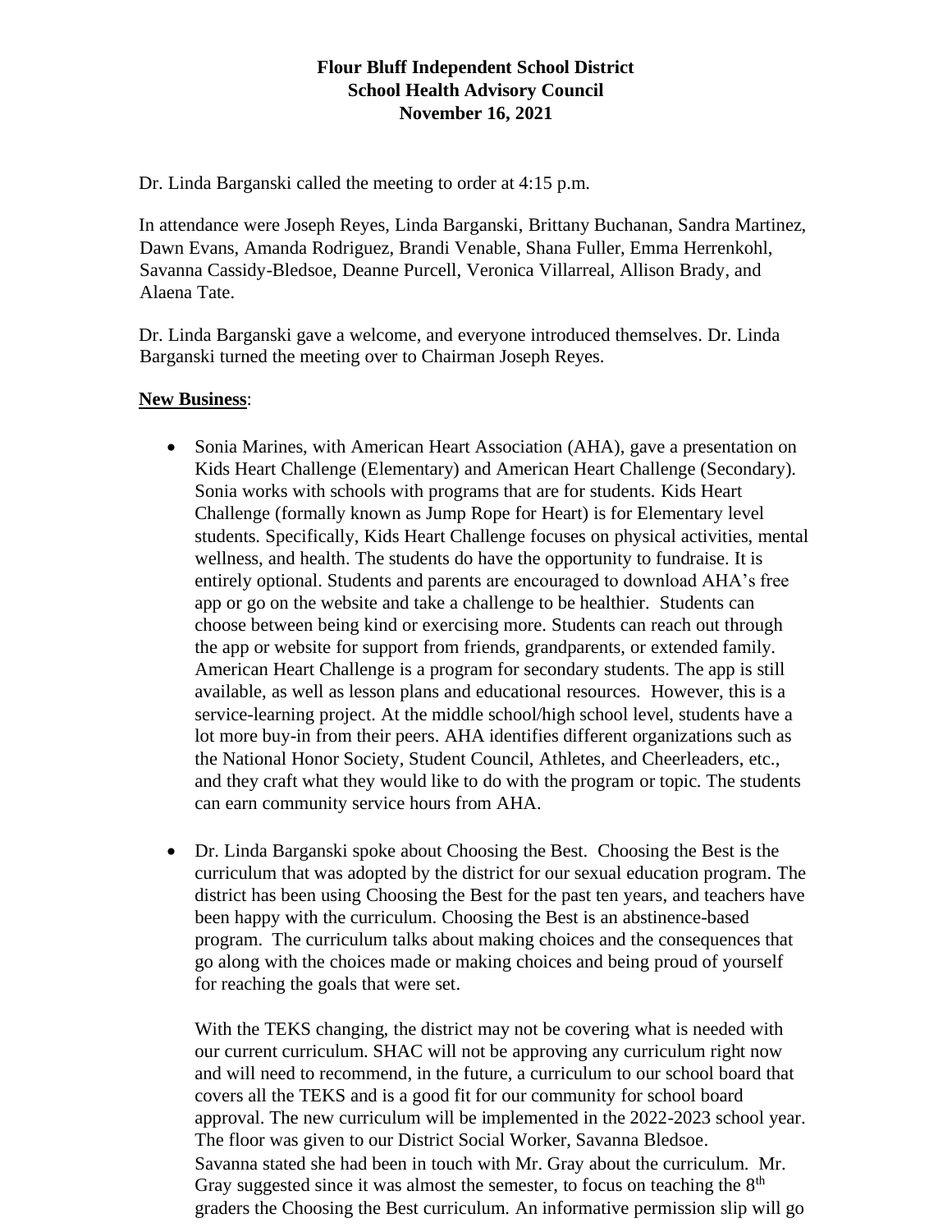**Flour Bluff Independent School District**
**School Health Advisory Council**
**November 16, 2021**

Dr. Linda Barganski called the meeting to order at 4:15 p.m.

In attendance were Joseph Reyes, Linda Barganski, Brittany Buchanan, Sandra Martinez, Dawn Evans, Amanda Rodriguez, Brandi Venable, Shana Fuller, Emma Herrenkohl, Savanna Cassidy-Bledsoe, Deanne Purcell, Veronica Villarreal, Allison Brady, and Alaena Tate.

Dr. Linda Barganski gave a welcome, and everyone introduced themselves. Dr. Linda Barganski turned the meeting over to Chairman Joseph Reyes.

**New Business**:

- Sonia Marines, with American Heart Association (AHA), gave a presentation on Kids Heart Challenge (Elementary) and American Heart Challenge (Secondary). Sonia works with schools with programs that are for students. Kids Heart Challenge (formally known as Jump Rope for Heart) is for Elementary level students. Specifically, Kids Heart Challenge focuses on physical activities, mental wellness, and health. The students do have the opportunity to fundraise. It is entirely optional. Students and parents are encouraged to download AHA's free app or go on the website and take a challenge to be healthier. Students can choose between being kind or exercising more. Students can reach out through the app or website for support from friends, grandparents, or extended family. American Heart Challenge is a program for secondary students. The app is still available, as well as lesson plans and educational resources. However, this is a service-learning project. At the middle school/high school level, students have a lot more buy-in from their peers. AHA identifies different organizations such as the National Honor Society, Student Council, Athletes, and Cheerleaders, etc., and they craft what they would like to do with the program or topic. The students can earn community service hours from AHA.

- Dr. Linda Barganski spoke about Choosing the Best. Choosing the Best is the curriculum that was adopted by the district for our sexual education program. The district has been using Choosing the Best for the past ten years, and teachers have been happy with the curriculum. Choosing the Best is an abstinence-based program. The curriculum talks about making choices and the consequences that go along with the choices made or making choices and being proud of yourself for reaching the goals that were set.

  With the TEKS changing, the district may not be covering what is needed with our current curriculum. SHAC will not be approving any curriculum right now and will need to recommend, in the future, a curriculum to our school board that covers all the TEKS and is a good fit for our community for school board approval. The new curriculum will be implemented in the 2022-2023 school year. The floor was given to our District Social Worker, Savanna Bledsoe. Savanna stated she had been in touch with Mr. Gray about the curriculum. Mr. Gray suggested since it was almost the semester, to focus on teaching the 8th graders the Choosing the Best curriculum. An informative permission slip will go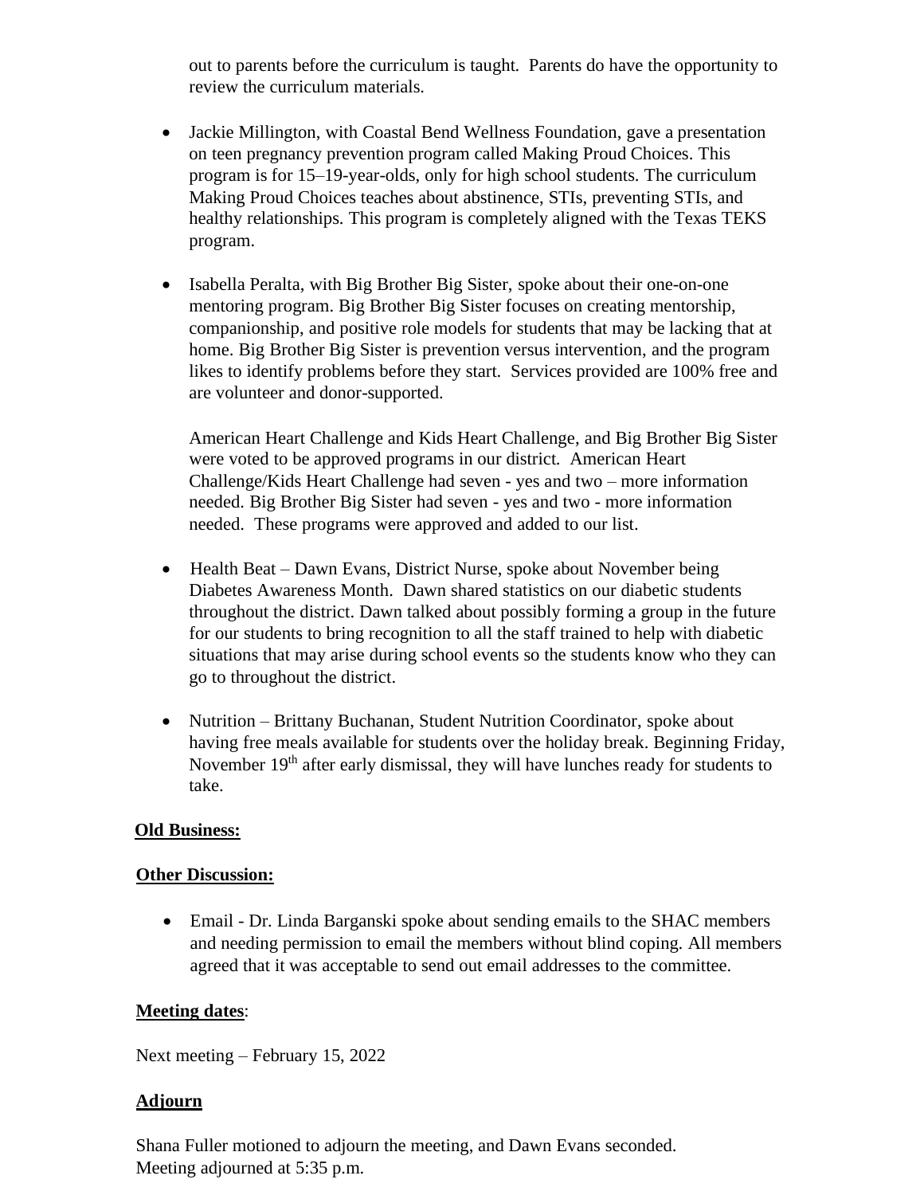out to parents before the curriculum is taught. Parents do have the opportunity to review the curriculum materials.

- Jackie Millington, with Coastal Bend Wellness Foundation, gave a presentation on teen pregnancy prevention program called Making Proud Choices. This program is for 15–19-year-olds, only for high school students. The curriculum Making Proud Choices teaches about abstinence, STIs, preventing STIs, and healthy relationships. This program is completely aligned with the Texas TEKS program.

- Isabella Peralta, with Big Brother Big Sister, spoke about their one-on-one mentoring program. Big Brother Big Sister focuses on creating mentorship, companionship, and positive role models for students that may be lacking that at home. Big Brother Big Sister is prevention versus intervention, and the program likes to identify problems before they start. Services provided are 100% free and are volunteer and donor-supported.

  American Heart Challenge and Kids Heart Challenge, and Big Brother Big Sister were voted to be approved programs in our district. American Heart Challenge/Kids Heart Challenge had seven - yes and two – more information needed. Big Brother Big Sister had seven - yes and two - more information needed. These programs were approved and added to our list.

- Health Beat – Dawn Evans, District Nurse, spoke about November being Diabetes Awareness Month. Dawn shared statistics on our diabetic students throughout the district. Dawn talked about possibly forming a group in the future for our students to bring recognition to all the staff trained to help with diabetic situations that may arise during school events so the students know who they can go to throughout the district.

- Nutrition – Brittany Buchanan, Student Nutrition Coordinator, spoke about having free meals available for students over the holiday break. Beginning Friday, November 19th after early dismissal, they will have lunches ready for students to take.

**Old Business:**

**Other Discussion:**

- Email - Dr. Linda Barganski spoke about sending emails to the SHAC members and needing permission to email the members without blind coping. All members agreed that it was acceptable to send out email addresses to the committee.

**Meeting dates**:

Next meeting – February 15, 2022

**Adjourn**

Shana Fuller motioned to adjourn the meeting, and Dawn Evans seconded.
Meeting adjourned at 5:35 p.m.